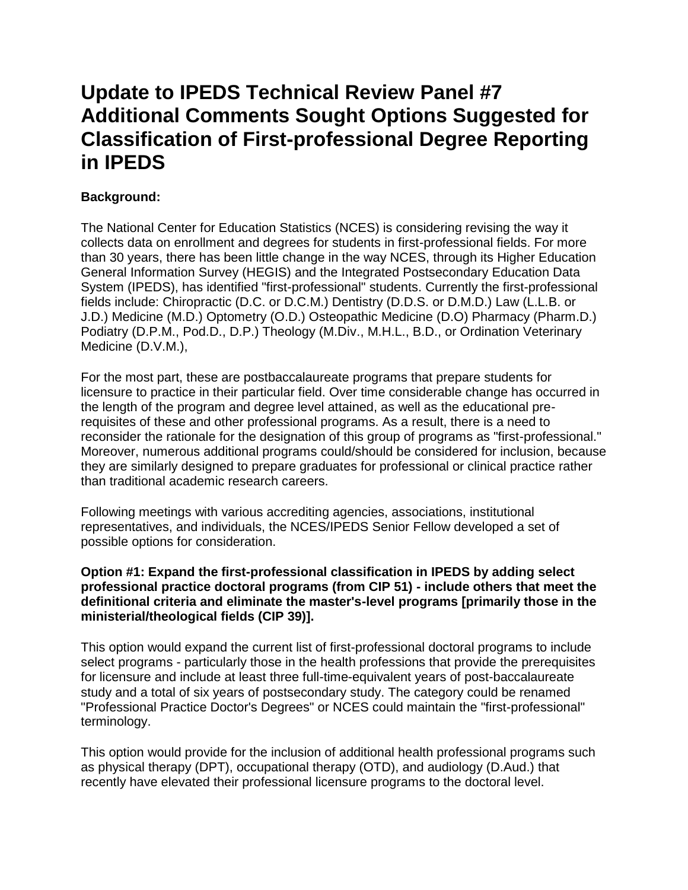# Update to IPEDS Technical Review Panel #7 Additional Comments Sought Options Suggested for Classification of First-professional Degree Reporting in IPEDS

**Background:**

The National Center for Education Statistics (NCES) is considering revising the way it collects data on enrollment and degrees for students in first-professional fields. For more than 30 years, there has been little change in the way NCES, through its Higher Education General Information Survey (HEGIS) and the Integrated Postsecondary Education Data System (IPEDS), has identified "first-professional" students. Currently the first-professional fields include: Chiropractic (D.C. or D.C.M.) Dentistry (D.D.S. or D.M.D.) Law (L.L.B. or J.D.) Medicine (M.D.) Optometry (O.D.) Osteopathic Medicine (D.O) Pharmacy (Pharm.D.) Podiatry (D.P.M., Pod.D., D.P.) Theology (M.Div., M.H.L., B.D., or Ordination Veterinary Medicine (D.V.M.),

For the most part, these are postbaccalaureate programs that prepare students for licensure to practice in their particular field. Over time considerable change has occurred in the length of the program and degree level attained, as well as the educational pre-requisites of these and other professional programs. As a result, there is a need to reconsider the rationale for the designation of this group of programs as "first-professional." Moreover, numerous additional programs could/should be considered for inclusion, because they are similarly designed to prepare graduates for professional or clinical practice rather than traditional academic research careers.

Following meetings with various accrediting agencies, associations, institutional representatives, and individuals, the NCES/IPEDS Senior Fellow developed a set of possible options for consideration.

**Option #1: Expand the first-professional classification in IPEDS by adding select professional practice doctoral programs (from CIP 51) - include others that meet the definitional criteria and eliminate the master's-level programs [primarily those in the ministerial/theological fields (CIP 39)].**

This option would expand the current list of first-professional doctoral programs to include select programs - particularly those in the health professions that provide the prerequisites for licensure and include at least three full-time-equivalent years of post-baccalaureate study and a total of six years of postsecondary study. The category could be renamed "Professional Practice Doctor's Degrees" or NCES could maintain the "first-professional" terminology.

This option would provide for the inclusion of additional health professional programs such as physical therapy (DPT), occupational therapy (OTD), and audiology (D.Aud.) that recently have elevated their professional licensure programs to the doctoral level.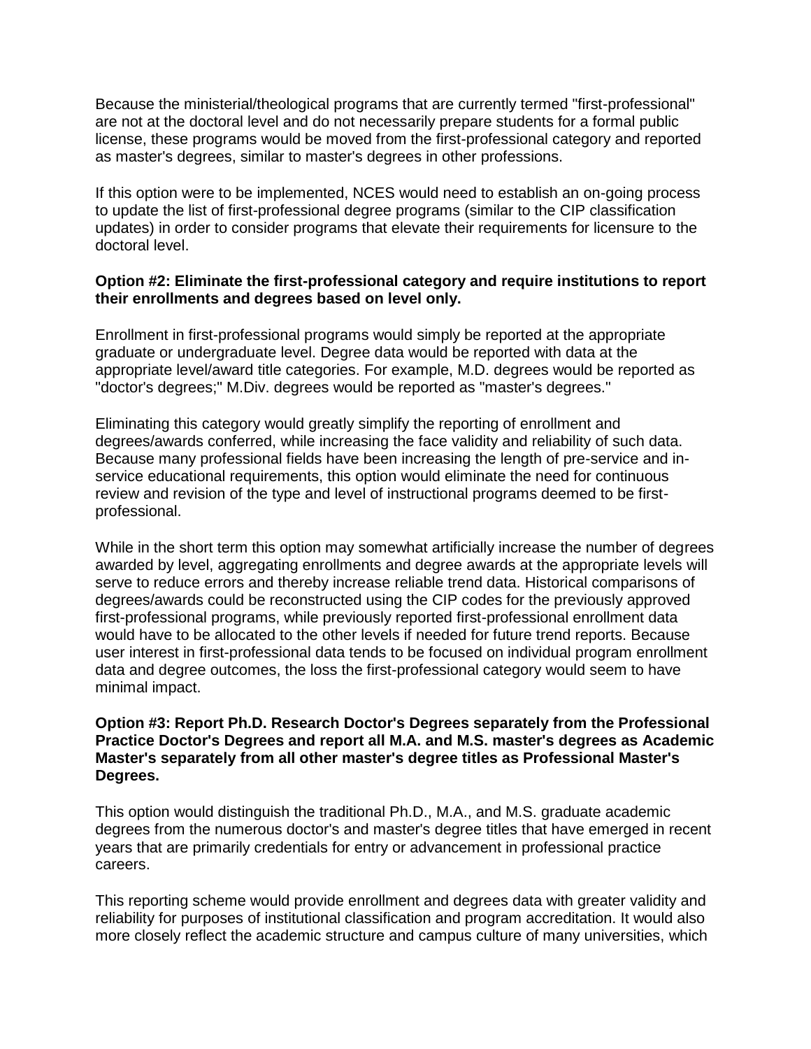Because the ministerial/theological programs that are currently termed "first-professional" are not at the doctoral level and do not necessarily prepare students for a formal public license, these programs would be moved from the first-professional category and reported as master's degrees, similar to master's degrees in other professions.

If this option were to be implemented, NCES would need to establish an on-going process to update the list of first-professional degree programs (similar to the CIP classification updates) in order to consider programs that elevate their requirements for licensure to the doctoral level.

**Option #2: Eliminate the first-professional category and require institutions to report their enrollments and degrees based on level only.**

Enrollment in first-professional programs would simply be reported at the appropriate graduate or undergraduate level. Degree data would be reported with data at the appropriate level/award title categories. For example, M.D. degrees would be reported as "doctor's degrees;" M.Div. degrees would be reported as "master's degrees."

Eliminating this category would greatly simplify the reporting of enrollment and degrees/awards conferred, while increasing the face validity and reliability of such data. Because many professional fields have been increasing the length of pre-service and in-service educational requirements, this option would eliminate the need for continuous review and revision of the type and level of instructional programs deemed to be first-professional.

While in the short term this option may somewhat artificially increase the number of degrees awarded by level, aggregating enrollments and degree awards at the appropriate levels will serve to reduce errors and thereby increase reliable trend data. Historical comparisons of degrees/awards could be reconstructed using the CIP codes for the previously approved first-professional programs, while previously reported first-professional enrollment data would have to be allocated to the other levels if needed for future trend reports. Because user interest in first-professional data tends to be focused on individual program enrollment data and degree outcomes, the loss the first-professional category would seem to have minimal impact.

**Option #3: Report Ph.D. Research Doctor's Degrees separately from the Professional Practice Doctor's Degrees and report all M.A. and M.S. master's degrees as Academic Master's separately from all other master's degree titles as Professional Master's Degrees.**

This option would distinguish the traditional Ph.D., M.A., and M.S. graduate academic degrees from the numerous doctor's and master's degree titles that have emerged in recent years that are primarily credentials for entry or advancement in professional practice careers.

This reporting scheme would provide enrollment and degrees data with greater validity and reliability for purposes of institutional classification and program accreditation. It would also more closely reflect the academic structure and campus culture of many universities, which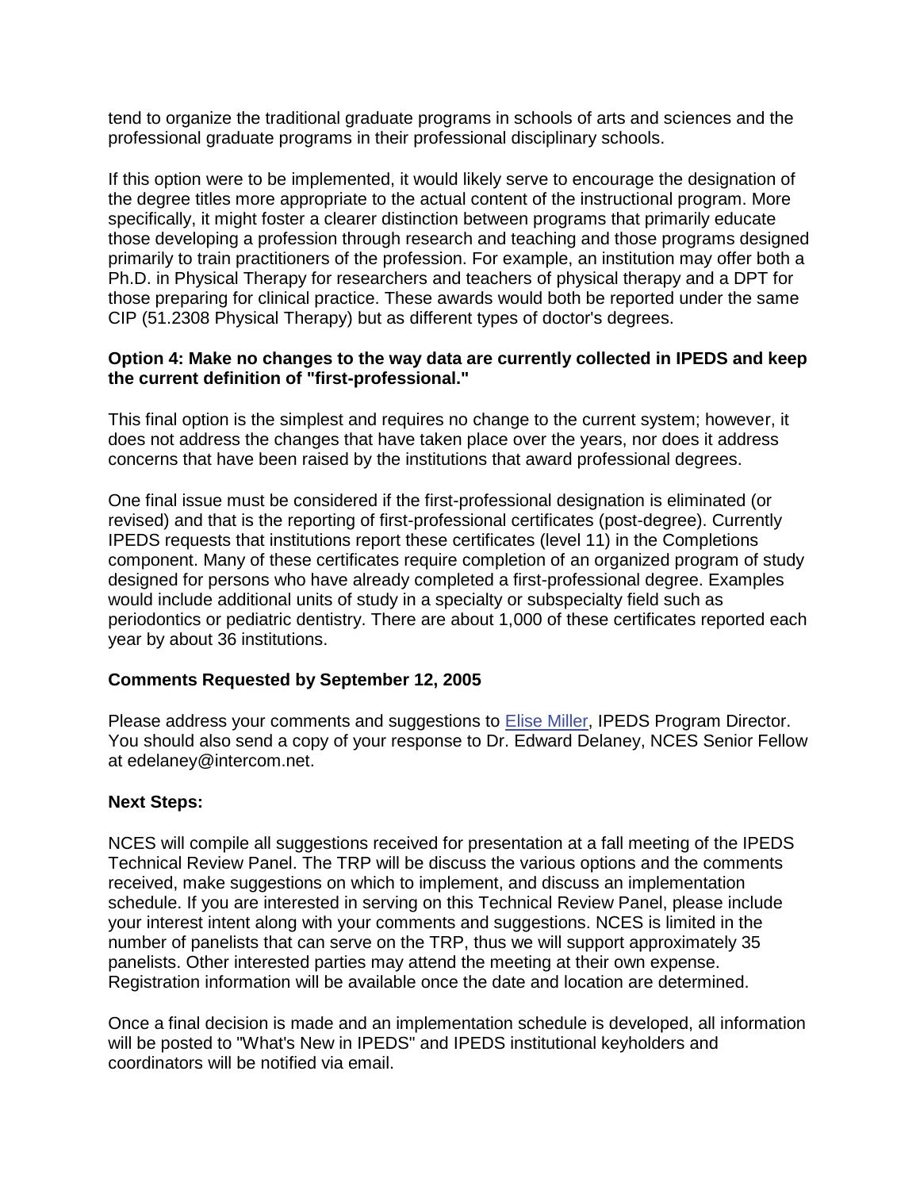tend to organize the traditional graduate programs in schools of arts and sciences and the professional graduate programs in their professional disciplinary schools.

If this option were to be implemented, it would likely serve to encourage the designation of the degree titles more appropriate to the actual content of the instructional program. More specifically, it might foster a clearer distinction between programs that primarily educate those developing a profession through research and teaching and those programs designed primarily to train practitioners of the profession. For example, an institution may offer both a Ph.D. in Physical Therapy for researchers and teachers of physical therapy and a DPT for those preparing for clinical practice. These awards would both be reported under the same CIP (51.2308 Physical Therapy) but as different types of doctor's degrees.

**Option 4: Make no changes to the way data are currently collected in IPEDS and keep the current definition of "first-professional."**

This final option is the simplest and requires no change to the current system; however, it does not address the changes that have taken place over the years, nor does it address concerns that have been raised by the institutions that award professional degrees.

One final issue must be considered if the first-professional designation is eliminated (or revised) and that is the reporting of first-professional certificates (post-degree). Currently IPEDS requests that institutions report these certificates (level 11) in the Completions component. Many of these certificates require completion of an organized program of study designed for persons who have already completed a first-professional degree. Examples would include additional units of study in a specialty or subspecialty field such as periodontics or pediatric dentistry. There are about 1,000 of these certificates reported each year by about 36 institutions.

**Comments Requested by September 12, 2005**

Please address your comments and suggestions to Elise Miller, IPEDS Program Director. You should also send a copy of your response to Dr. Edward Delaney, NCES Senior Fellow at edelaney@intercom.net.

**Next Steps:**

NCES will compile all suggestions received for presentation at a fall meeting of the IPEDS Technical Review Panel. The TRP will be discuss the various options and the comments received, make suggestions on which to implement, and discuss an implementation schedule. If you are interested in serving on this Technical Review Panel, please include your interest intent along with your comments and suggestions. NCES is limited in the number of panelists that can serve on the TRP, thus we will support approximately 35 panelists. Other interested parties may attend the meeting at their own expense. Registration information will be available once the date and location are determined.

Once a final decision is made and an implementation schedule is developed, all information will be posted to "What's New in IPEDS" and IPEDS institutional keyholders and coordinators will be notified via email.